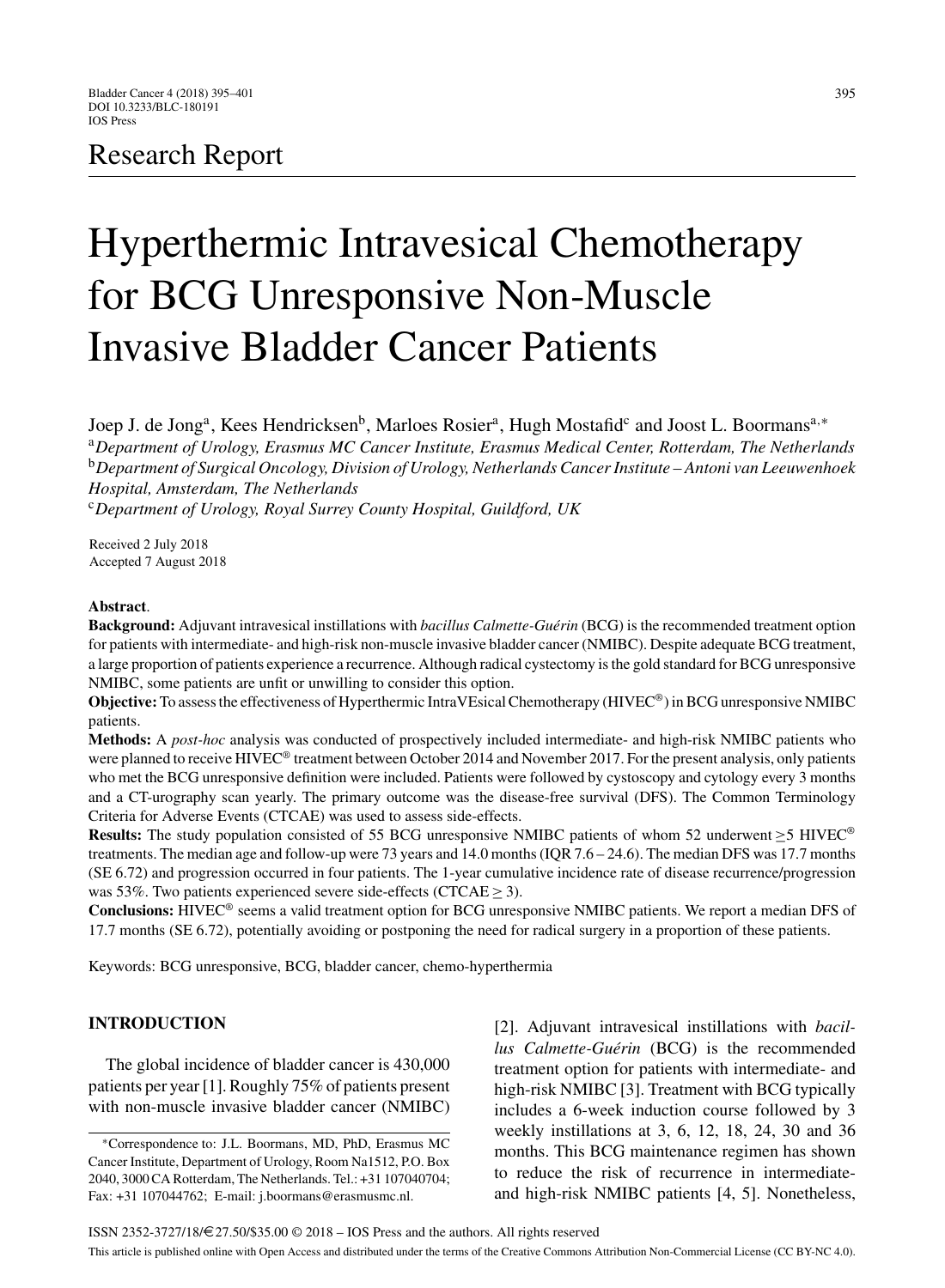## Research Report

# Hyperthermic Intravesical Chemotherapy for BCG Unresponsive Non-Muscle Invasive Bladder Cancer Patients

Joep J. de Jong[a], Kees Hendricksen[b], Marloes Rosier[a], Hugh Mostafid[c] and Joost L. Boormans[a,*]

[a] *Department of Urology, Erasmus MC Cancer Institute, Erasmus Medical Center, Rotterdam, The Netherlands*
[b] *Department of Surgical Oncology, Division of Urology, Netherlands Cancer Institute – Antoni van Leeuwenhoek Hospital, Amsterdam, The Netherlands*
[c] *Department of Urology, Royal Surrey County Hospital, Guildford, UK*

Received 2 July 2018
Accepted 7 August 2018

**Abstract**.

**Background:** Adjuvant intravesical instillations with *bacillus Calmette-Guérin* (BCG) is the recommended treatment option for patients with intermediate- and high-risk non-muscle invasive bladder cancer (NMIBC). Despite adequate BCG treatment, a large proportion of patients experience a recurrence. Although radical cystectomy is the gold standard for BCG unresponsive NMIBC, some patients are unfit or unwilling to consider this option.

**Objective:** To assess the effectiveness of Hyperthermic IntraVEsical Chemotherapy (HIVEC®) in BCG unresponsive NMIBC patients.

**Methods:** A *post-hoc* analysis was conducted of prospectively included intermediate- and high-risk NMIBC patients who were planned to receive HIVEC® treatment between October 2014 and November 2017. For the present analysis, only patients who met the BCG unresponsive definition were included. Patients were followed by cystoscopy and cytology every 3 months and a CT-urography scan yearly. The primary outcome was the disease-free survival (DFS). The Common Terminology Criteria for Adverse Events (CTCAE) was used to assess side-effects.

**Results:** The study population consisted of 55 BCG unresponsive NMIBC patients of whom 52 underwent ≥5 HIVEC® treatments. The median age and follow-up were 73 years and 14.0 months (IQR 7.6 – 24.6). The median DFS was 17.7 months (SE 6.72) and progression occurred in four patients. The 1-year cumulative incidence rate of disease recurrence/progression was 53%. Two patients experienced severe side-effects (CTCAE ≥ 3).

**Conclusions:** HIVEC® seems a valid treatment option for BCG unresponsive NMIBC patients. We report a median DFS of 17.7 months (SE 6.72), potentially avoiding or postponing the need for radical surgery in a proportion of these patients.

Keywords: BCG unresponsive, BCG, bladder cancer, chemo-hyperthermia

## INTRODUCTION

The global incidence of bladder cancer is 430,000 patients per year [1]. Roughly 75% of patients present with non-muscle invasive bladder cancer (NMIBC) [2]. Adjuvant intravesical instillations with *bacillus Calmette-Guérin* (BCG) is the recommended treatment option for patients with intermediate- and high-risk NMIBC [3]. Treatment with BCG typically includes a 6-week induction course followed by 3 weekly instillations at 3, 6, 12, 18, 24, 30 and 36 months. This BCG maintenance regimen has shown to reduce the risk of recurrence in intermediate- and high-risk NMIBC patients [4, 5]. Nonetheless,

*Correspondence to: J.L. Boormans, MD, PhD, Erasmus MC Cancer Institute, Department of Urology, Room Na1512, P.O. Box 2040, 3000 CA Rotterdam, The Netherlands. Tel.: +31 107040704; Fax: +31 107044762; E-mail: j.boormans@erasmusmc.nl.

ISSN 2352-3727/18/€27.50/$35.00 © 2018 – IOS Press and the authors. All rights reserved

This article is published online with Open Access and distributed under the terms of the Creative Commons Attribution Non-Commercial License (CC BY-NC 4.0).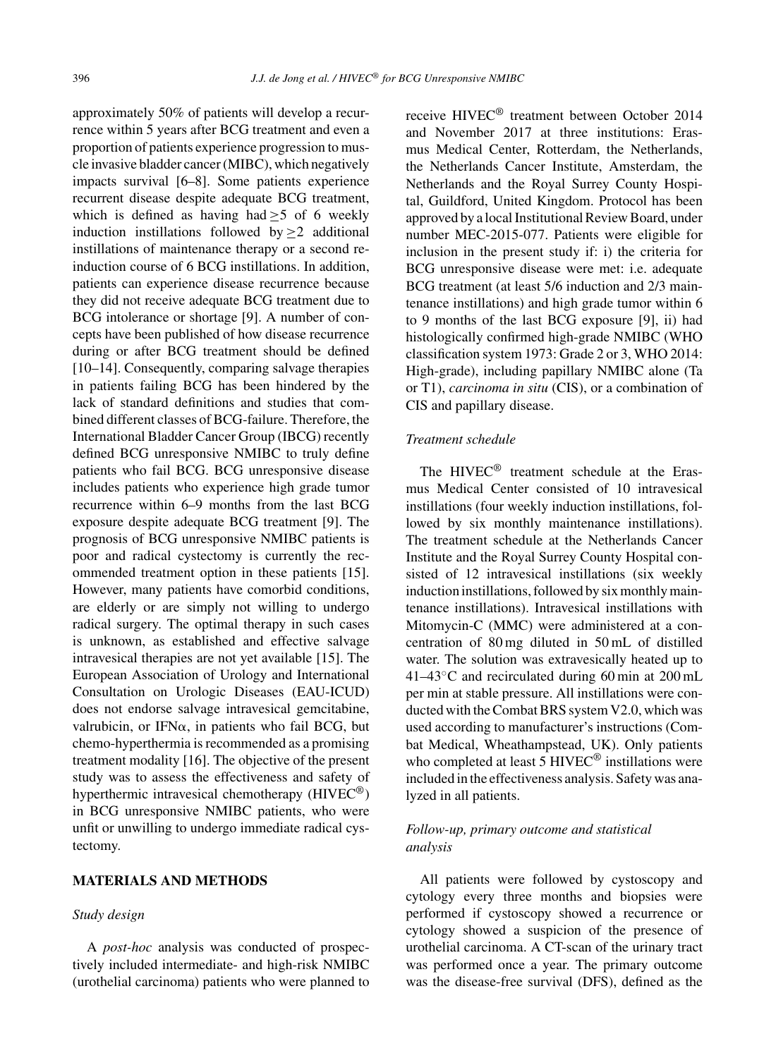approximately 50% of patients will develop a recurrence within 5 years after BCG treatment and even a proportion of patients experience progression to muscle invasive bladder cancer (MIBC), which negatively impacts survival [6–8]. Some patients experience recurrent disease despite adequate BCG treatment, which is defined as having had $\geq$5 of 6 weekly induction instillations followed by $\geq$2 additional instillations of maintenance therapy or a second re-induction course of 6 BCG instillations. In addition, patients can experience disease recurrence because they did not receive adequate BCG treatment due to BCG intolerance or shortage [9]. A number of concepts have been published of how disease recurrence during or after BCG treatment should be defined [10–14]. Consequently, comparing salvage therapies in patients failing BCG has been hindered by the lack of standard definitions and studies that combined different classes of BCG-failure. Therefore, the International Bladder Cancer Group (IBCG) recently defined BCG unresponsive NMIBC to truly define patients who fail BCG. BCG unresponsive disease includes patients who experience high grade tumor recurrence within 6–9 months from the last BCG exposure despite adequate BCG treatment [9]. The prognosis of BCG unresponsive NMIBC patients is poor and radical cystectomy is currently the recommended treatment option in these patients [15]. However, many patients have comorbid conditions, are elderly or are simply not willing to undergo radical surgery. The optimal therapy in such cases is unknown, as established and effective salvage intravesical therapies are not yet available [15]. The European Association of Urology and International Consultation on Urologic Diseases (EAU-ICUD) does not endorse salvage intravesical gemcitabine, valrubicin, or IFN$\alpha$, in patients who fail BCG, but chemo-hyperthermia is recommended as a promising treatment modality [16]. The objective of the present study was to assess the effectiveness and safety of hyperthermic intravesical chemotherapy (HIVEC®) in BCG unresponsive NMIBC patients, who were unfit or unwilling to undergo immediate radical cystectomy.

## MATERIALS AND METHODS

### *Study design*

A *post-hoc* analysis was conducted of prospectively included intermediate- and high-risk NMIBC (urothelial carcinoma) patients who were planned to receive HIVEC® treatment between October 2014 and November 2017 at three institutions: Erasmus Medical Center, Rotterdam, the Netherlands, the Netherlands Cancer Institute, Amsterdam, the Netherlands and the Royal Surrey County Hospital, Guildford, United Kingdom. Protocol has been approved by a local Institutional Review Board, under number MEC-2015-077. Patients were eligible for inclusion in the present study if: i) the criteria for BCG unresponsive disease were met: i.e. adequate BCG treatment (at least 5/6 induction and 2/3 maintenance instillations) and high grade tumor within 6 to 9 months of the last BCG exposure [9], ii) had histologically confirmed high-grade NMIBC (WHO classification system 1973: Grade 2 or 3, WHO 2014: High-grade), including papillary NMIBC alone (Ta or T1), *carcinoma in situ* (CIS), or a combination of CIS and papillary disease.

### *Treatment schedule*

The HIVEC® treatment schedule at the Erasmus Medical Center consisted of 10 intravesical instillations (four weekly induction instillations, followed by six monthly maintenance instillations). The treatment schedule at the Netherlands Cancer Institute and the Royal Surrey County Hospital consisted of 12 intravesical instillations (six weekly induction instillations, followed by six monthly maintenance instillations). Intravesical instillations with Mitomycin-C (MMC) were administered at a concentration of 80 mg diluted in 50 mL of distilled water. The solution was extravesically heated up to 41–43°C and recirculated during 60 min at 200 mL per min at stable pressure. All instillations were conducted with the Combat BRS system V2.0, which was used according to manufacturer's instructions (Combat Medical, Wheathampstead, UK). Only patients who completed at least 5 HIVEC® instillations were included in the effectiveness analysis. Safety was analyzed in all patients.

### *Follow-up, primary outcome and statistical analysis*

All patients were followed by cystoscopy and cytology every three months and biopsies were performed if cystoscopy showed a recurrence or cytology showed a suspicion of the presence of urothelial carcinoma. A CT-scan of the urinary tract was performed once a year. The primary outcome was the disease-free survival (DFS), defined as the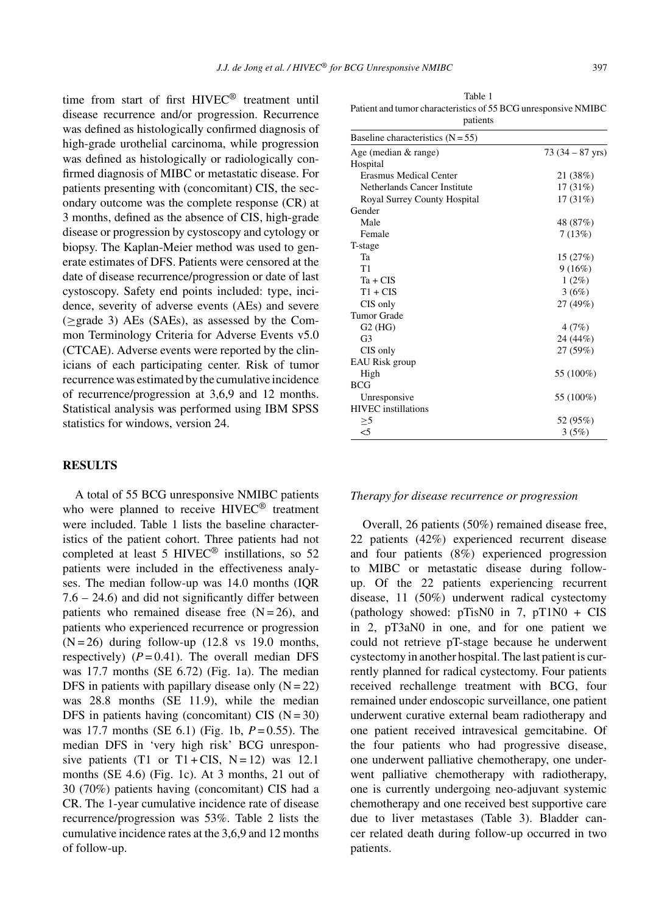time from start of first HIVEC® treatment until disease recurrence and/or progression. Recurrence was defined as histologically confirmed diagnosis of high-grade urothelial carcinoma, while progression was defined as histologically or radiologically confirmed diagnosis of MIBC or metastatic disease. For patients presenting with (concomitant) CIS, the secondary outcome was the complete response (CR) at 3 months, defined as the absence of CIS, high-grade disease or progression by cystoscopy and cytology or biopsy. The Kaplan-Meier method was used to generate estimates of DFS. Patients were censored at the date of disease recurrence/progression or date of last cystoscopy. Safety end points included: type, incidence, severity of adverse events (AEs) and severe ($\geq$grade 3) AEs (SAEs), as assessed by the Common Terminology Criteria for Adverse Events v5.0 (CTCAE). Adverse events were reported by the clinicians of each participating center. Risk of tumor recurrence was estimated by the cumulative incidence of recurrence/progression at 3,6,9 and 12 months. Statistical analysis was performed using IBM SPSS statistics for windows, version 24.

## RESULTS

A total of 55 BCG unresponsive NMIBC patients who were planned to receive HIVEC® treatment were included. Table 1 lists the baseline characteristics of the patient cohort. Three patients had not completed at least 5 HIVEC® instillations, so 52 patients were included in the effectiveness analyses. The median follow-up was 14.0 months (IQR 7.6 – 24.6) and did not significantly differ between patients who remained disease free (N = 26), and patients who experienced recurrence or progression (N = 26) during follow-up (12.8 vs 19.0 months, respectively) ($P = 0.41$). The overall median DFS was 17.7 months (SE 6.72) (Fig. 1a). The median DFS in patients with papillary disease only (N = 22) was 28.8 months (SE 11.9), while the median DFS in patients having (concomitant) CIS (N = 30) was 17.7 months (SE 6.1) (Fig. 1b, $P = 0.55$). The median DFS in 'very high risk' BCG unresponsive patients (T1 or T1 + CIS, N = 12) was 12.1 months (SE 4.6) (Fig. 1c). At 3 months, 21 out of 30 (70%) patients having (concomitant) CIS had a CR. The 1-year cumulative incidence rate of disease recurrence/progression was 53%. Table 2 lists the cumulative incidence rates at the 3,6,9 and 12 months of follow-up.

Table 1
Patient and tumor characteristics of 55 BCG unresponsive NMIBC patients

| Baseline characteristics (N = 55) | |
|---|---|
| Age (median & range) | 73 (34 – 87 yrs) |
| Hospital | |
| Erasmus Medical Center | 21 (38%) |
| Netherlands Cancer Institute | 17 (31%) |
| Royal Surrey County Hospital | 17 (31%) |
| Gender | |
| Male | 48 (87%) |
| Female | 7 (13%) |
| T-stage | |
| Ta | 15 (27%) |
| T1 | 9 (16%) |
| Ta + CIS | 1 (2%) |
| T1 + CIS | 3 (6%) |
| CIS only | 27 (49%) |
| Tumor Grade | |
| G2 (HG) | 4 (7%) |
| G3 | 24 (44%) |
| CIS only | 27 (59%) |
| EAU Risk group | |
| High | 55 (100%) |
| BCG | |
| Unresponsive | 55 (100%) |
| HIVEC installations | |
| ≥5 | 52 (95%) |
| <5 | 3 (5%) |

### *Therapy for disease recurrence or progression*

Overall, 26 patients (50%) remained disease free, 22 patients (42%) experienced recurrent disease and four patients (8%) experienced progression to MIBC or metastatic disease during follow-up. Of the 22 patients experiencing recurrent disease, 11 (50%) underwent radical cystectomy (pathology showed: pTisN0 in 7, pT1N0 + CIS in 2, pT3aN0 in one, and for one patient we could not retrieve pT-stage because he underwent cystectomy in another hospital. The last patient is currently planned for radical cystectomy. Four patients received rechallenge treatment with BCG, four remained under endoscopic surveillance, one patient underwent curative external beam radiotherapy and one patient received intravesical gemcitabine. Of the four patients who had progressive disease, one underwent palliative chemotherapy, one underwent palliative chemotherapy with radiotherapy, one is currently undergoing neo-adjuvant systemic chemotherapy and one received best supportive care due to liver metastases (Table 3). Bladder cancer related death during follow-up occurred in two patients.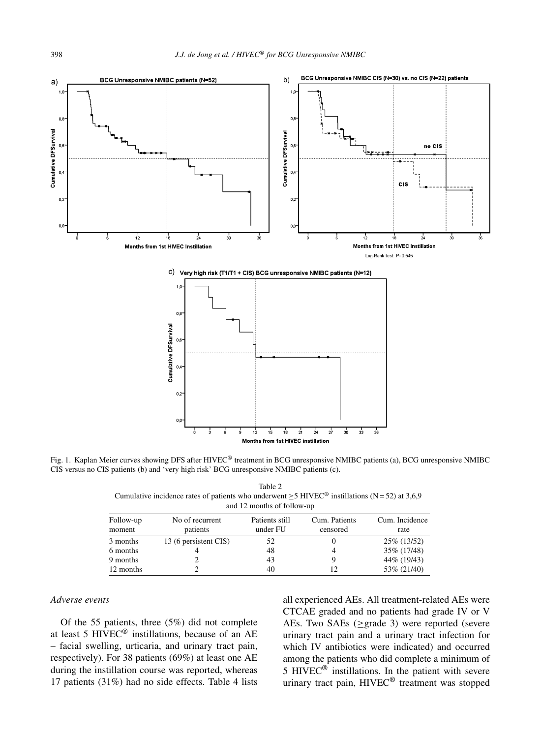Fig. 1. Kaplan Meier curves showing DFS after HIVEC® treatment in BCG unresponsive NMIBC patients (a), BCG unresponsive NMIBC CIS versus no CIS patients (b) and 'very high risk' BCG unresponsive NMIBC patients (c).

Table 2
Cumulative incidence rates of patients who underwent ≥5 HIVEC® instillations (N = 52) at 3,6,9 and 12 months of follow-up

| Follow-up moment | No of recurrent patients | Patients still under FU | Cum. Patients censored | Cum. Incidence rate |
|---|---|---|---|---|
| 3 months | 13 (6 persistent CIS) | 52 | 0 | 25% (13/52) |
| 6 months | 4 | 48 | 4 | 35% (17/48) |
| 9 months | 2 | 43 | 9 | 44% (19/43) |
| 12 months | 2 | 40 | 12 | 53% (21/40) |

*Adverse events*

Of the 55 patients, three (5%) did not complete at least 5 HIVEC® instillations, because of an AE – facial swelling, urticaria, and urinary tract pain, respectively). For 38 patients (69%) at least one AE during the instillation course was reported, whereas 17 patients (31%) had no side effects. Table 4 lists all experienced AEs. All treatment-related AEs were CTCAE graded and no patients had grade IV or V AEs. Two SAEs (≥grade 3) were reported (severe urinary tract pain and a urinary tract infection for which IV antibiotics were indicated) and occurred among the patients who did complete a minimum of 5 HIVEC® instillations. In the patient with severe urinary tract pain, HIVEC® treatment was stopped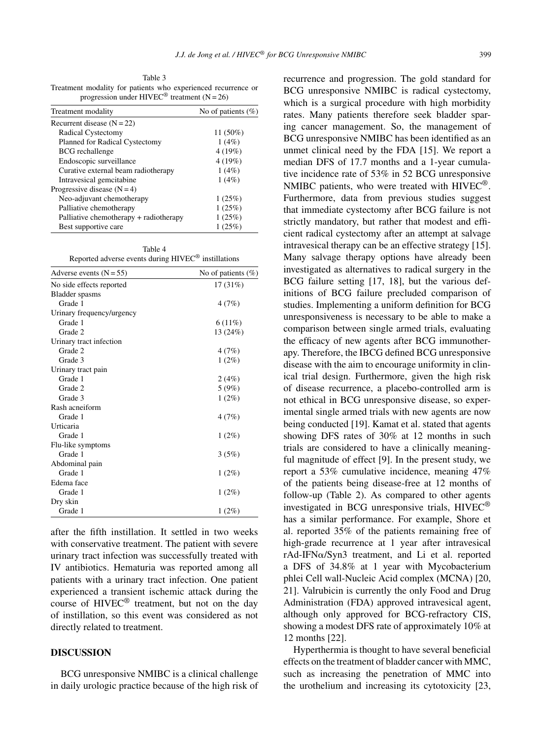Table 3
Treatment modality for patients who experienced recurrence or progression under HIVEC® treatment (N = 26)

| Treatment modality | No of patients (%) |
|---|---|
| Recurrent disease (N = 22) | |
| Radical Cystectomy | 11 (50%) |
| Planned for Radical Cystectomy | 1 (4%) |
| BCG rechallenge | 4 (19%) |
| Endoscopic surveillance | 4 (19%) |
| Curative external beam radiotherapy | 1 (4%) |
| Intravesical gemcitabine | 1 (4%) |
| Progressive disease (N = 4) | |
| Neo-adjuvant chemotherapy | 1 (25%) |
| Palliative chemotherapy | 1 (25%) |
| Palliative chemotherapy + radiotherapy | 1 (25%) |
| Best supportive care | 1 (25%) |

Table 4
Reported adverse events during HIVEC® instillations

| Adverse events (N = 55) | No of patients (%) |
|---|---|
| No side effects reported | 17 (31%) |
| Bladder spasms | |
| Grade 1 | 4 (7%) |
| Urinary frequency/urgency | |
| Grade 1 | 6 (11%) |
| Grade 2 | 13 (24%) |
| Urinary tract infection | |
| Grade 2 | 4 (7%) |
| Grade 3 | 1 (2%) |
| Urinary tract pain | |
| Grade 1 | 2 (4%) |
| Grade 2 | 5 (9%) |
| Grade 3 | 1 (2%) |
| Rash acneiform | |
| Grade 1 | 4 (7%) |
| Urticaria | |
| Grade 1 | 1 (2%) |
| Flu-like symptoms | |
| Grade 1 | 3 (5%) |
| Abdominal pain | |
| Grade 1 | 1 (2%) |
| Edema face | |
| Grade 1 | 1 (2%) |
| Dry skin | |
| Grade 1 | 1 (2%) |

after the fifth instillation. It settled in two weeks with conservative treatment. The patient with severe urinary tract infection was successfully treated with IV antibiotics. Hematuria was reported among all patients with a urinary tract infection. One patient experienced a transient ischemic attack during the course of HIVEC® treatment, but not on the day of instillation, so this event was considered as not directly related to treatment.

## DISCUSSION

BCG unresponsive NMIBC is a clinical challenge in daily urologic practice because of the high risk of recurrence and progression. The gold standard for BCG unresponsive NMIBC is radical cystectomy, which is a surgical procedure with high morbidity rates. Many patients therefore seek bladder sparing cancer management. So, the management of BCG unresponsive NMIBC has been identified as an unmet clinical need by the FDA [15]. We report a median DFS of 17.7 months and a 1-year cumulative incidence rate of 53% in 52 BCG unresponsive NMIBC patients, who were treated with HIVEC®. Furthermore, data from previous studies suggest that immediate cystectomy after BCG failure is not strictly mandatory, but rather that modest and efficient radical cystectomy after an attempt at salvage intravesical therapy can be an effective strategy [15]. Many salvage therapy options have already been investigated as alternatives to radical surgery in the BCG failure setting [17, 18], but the various definitions of BCG failure precluded comparison of studies. Implementing a uniform definition for BCG unresponsiveness is necessary to be able to make a comparison between single armed trials, evaluating the efficacy of new agents after BCG immunotherapy. Therefore, the IBCG defined BCG unresponsive disease with the aim to encourage uniformity in clinical trial design. Furthermore, given the high risk of disease recurrence, a placebo-controlled arm is not ethical in BCG unresponsive disease, so experimental single armed trials with new agents are now being conducted [19]. Kamat et al. stated that agents showing DFS rates of 30% at 12 months in such trials are considered to have a clinically meaningful magnitude of effect [9]. In the present study, we report a 53% cumulative incidence, meaning 47% of the patients being disease-free at 12 months of follow-up (Table 2). As compared to other agents investigated in BCG unresponsive trials, HIVEC® has a similar performance. For example, Shore et al. reported 35% of the patients remaining free of high-grade recurrence at 1 year after intravesical rAd-IFNα/Syn3 treatment, and Li et al. reported a DFS of 34.8% at 1 year with Mycobacterium phlei Cell wall-Nucleic Acid complex (MCNA) [20, 21]. Valrubicin is currently the only Food and Drug Administration (FDA) approved intravesical agent, although only approved for BCG-refractory CIS, showing a modest DFS rate of approximately 10% at 12 months [22].

Hyperthermia is thought to have several beneficial effects on the treatment of bladder cancer with MMC, such as increasing the penetration of MMC into the urothelium and increasing its cytotoxicity [23,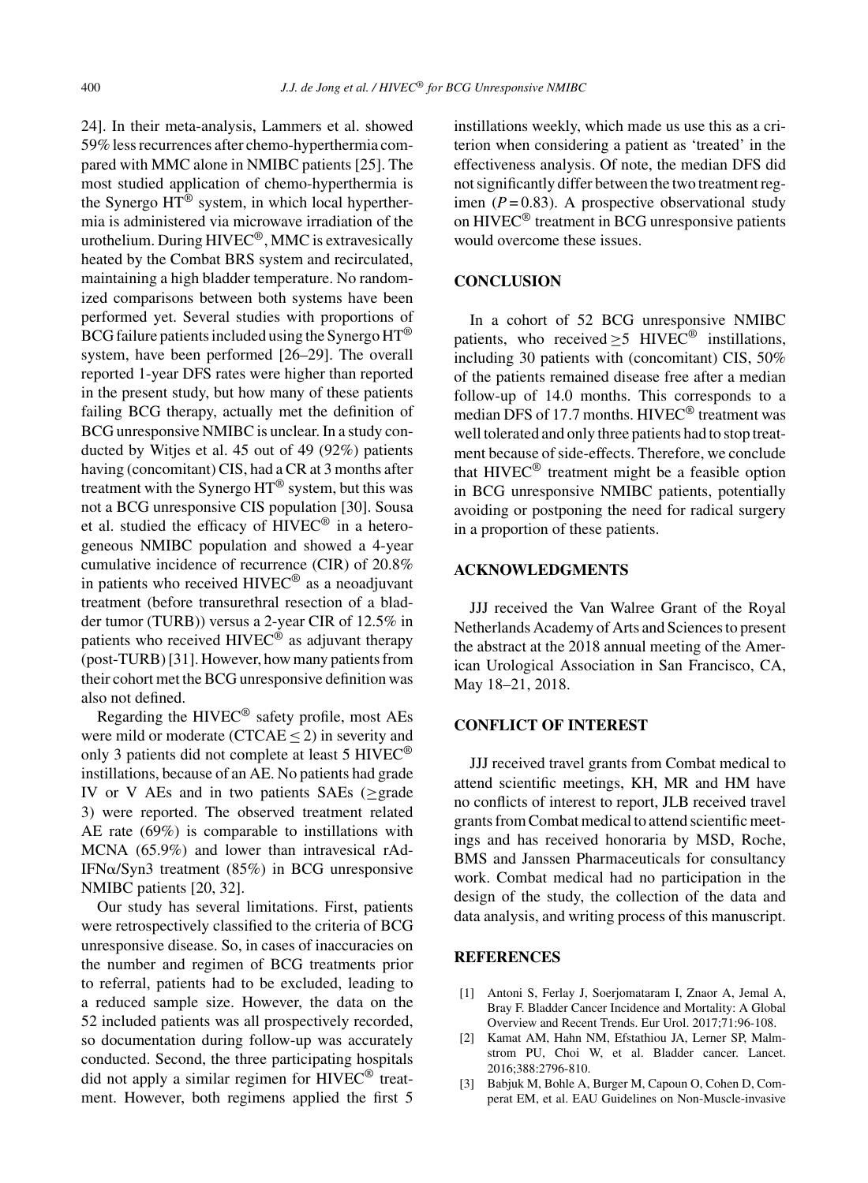24]. In their meta-analysis, Lammers et al. showed 59% less recurrences after chemo-hyperthermia compared with MMC alone in NMIBC patients [25]. The most studied application of chemo-hyperthermia is the Synergo HT® system, in which local hyperthermia is administered via microwave irradiation of the urothelium. During HIVEC®, MMC is extravesically heated by the Combat BRS system and recirculated, maintaining a high bladder temperature. No randomized comparisons between both systems have been performed yet. Several studies with proportions of BCG failure patients included using the Synergo HT® system, have been performed [26–29]. The overall reported 1-year DFS rates were higher than reported in the present study, but how many of these patients failing BCG therapy, actually met the definition of BCG unresponsive NMIBC is unclear. In a study conducted by Witjes et al. 45 out of 49 (92%) patients having (concomitant) CIS, had a CR at 3 months after treatment with the Synergo HT® system, but this was not a BCG unresponsive CIS population [30]. Sousa et al. studied the efficacy of HIVEC® in a heterogeneous NMIBC population and showed a 4-year cumulative incidence of recurrence (CIR) of 20.8% in patients who received HIVEC® as a neoadjuvant treatment (before transurethral resection of a bladder tumor (TURB)) versus a 2-year CIR of 12.5% in patients who received HIVEC® as adjuvant therapy (post-TURB) [31]. However, how many patients from their cohort met the BCG unresponsive definition was also not defined.

Regarding the HIVEC® safety profile, most AEs were mild or moderate (CTCAE $\leq 2$) in severity and only 3 patients did not complete at least 5 HIVEC® instillations, because of an AE. No patients had grade IV or V AEs and in two patients SAEs ($\geq$grade 3) were reported. The observed treatment related AE rate (69%) is comparable to instillations with MCNA (65.9%) and lower than intravesical rAd-IFNα/Syn3 treatment (85%) in BCG unresponsive NMIBC patients [20, 32].

Our study has several limitations. First, patients were retrospectively classified to the criteria of BCG unresponsive disease. So, in cases of inaccuracies on the number and regimen of BCG treatments prior to referral, patients had to be excluded, leading to a reduced sample size. However, the data on the 52 included patients was all prospectively recorded, so documentation during follow-up was accurately conducted. Second, the three participating hospitals did not apply a similar regimen for HIVEC® treatment. However, both regimens applied the first 5 instillations weekly, which made us use this as a criterion when considering a patient as 'treated' in the effectiveness analysis. Of note, the median DFS did not significantly differ between the two treatment regimen ($P = 0.83$). A prospective observational study on HIVEC® treatment in BCG unresponsive patients would overcome these issues.

## CONCLUSION

In a cohort of 52 BCG unresponsive NMIBC patients, who received $\geq$5 HIVEC® instillations, including 30 patients with (concomitant) CIS, 50% of the patients remained disease free after a median follow-up of 14.0 months. This corresponds to a median DFS of 17.7 months. HIVEC® treatment was well tolerated and only three patients had to stop treatment because of side-effects. Therefore, we conclude that HIVEC® treatment might be a feasible option in BCG unresponsive NMIBC patients, potentially avoiding or postponing the need for radical surgery in a proportion of these patients.

## ACKNOWLEDGMENTS

JJJ received the Van Walree Grant of the Royal Netherlands Academy of Arts and Sciences to present the abstract at the 2018 annual meeting of the American Urological Association in San Francisco, CA, May 18–21, 2018.

## CONFLICT OF INTEREST

JJJ received travel grants from Combat medical to attend scientific meetings, KH, MR and HM have no conflicts of interest to report, JLB received travel grants from Combat medical to attend scientific meetings and has received honoraria by MSD, Roche, BMS and Janssen Pharmaceuticals for consultancy work. Combat medical had no participation in the design of the study, the collection of the data and data analysis, and writing process of this manuscript.

## REFERENCES

[1] Antoni S, Ferlay J, Soerjomataram I, Znaor A, Jemal A, Bray F. Bladder Cancer Incidence and Mortality: A Global Overview and Recent Trends. Eur Urol. 2017;71:96-108.

[2] Kamat AM, Hahn NM, Efstathiou JA, Lerner SP, Malmstrom PU, Choi W, et al. Bladder cancer. Lancet. 2016;388:2796-810.

[3] Babjuk M, Bohle A, Burger M, Capoun O, Cohen D, Comperat EM, et al. EAU Guidelines on Non-Muscle-invasive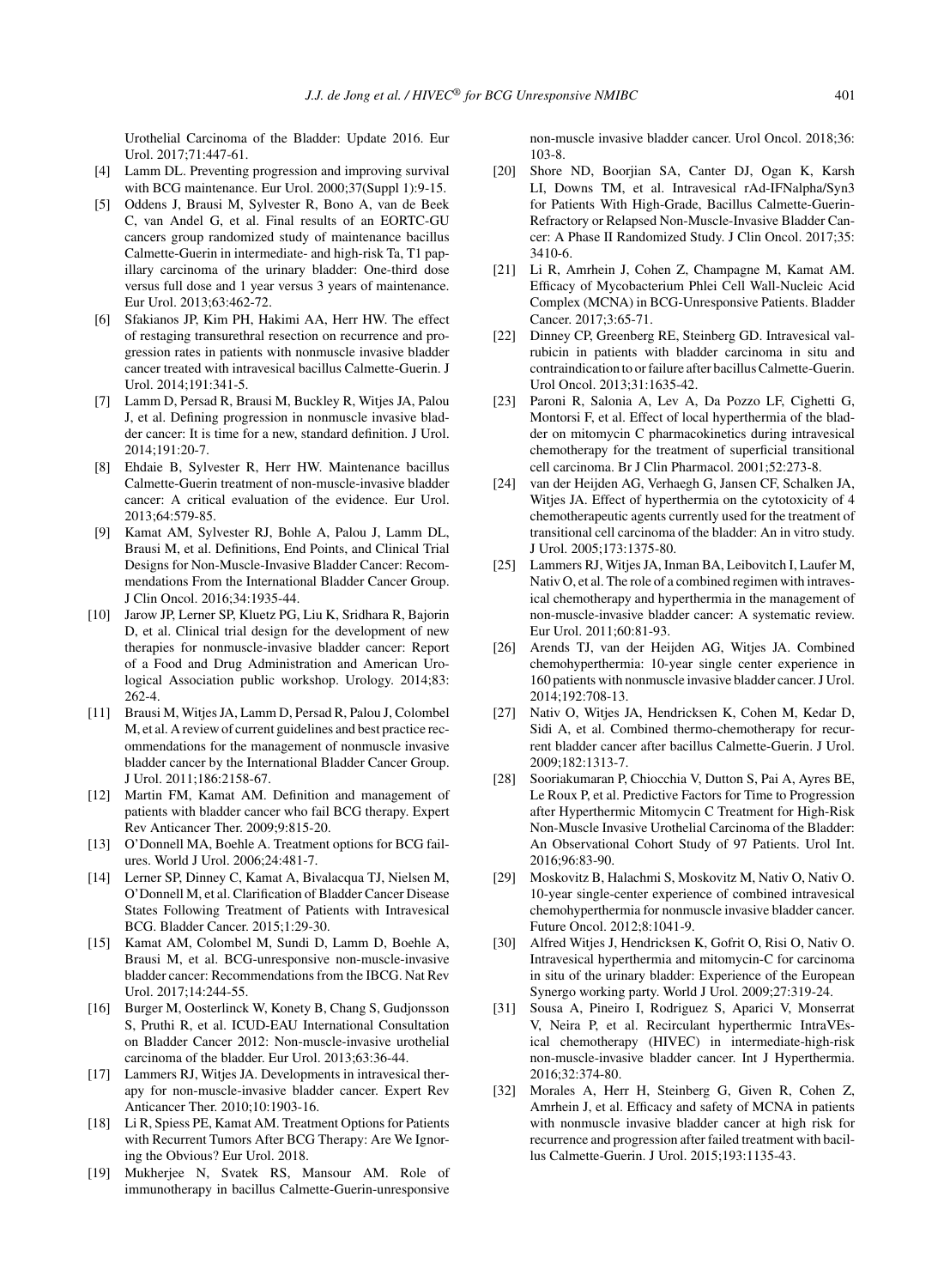Urothelial Carcinoma of the Bladder: Update 2016. Eur Urol. 2017;71:447-61.

[4] Lamm DL. Preventing progression and improving survival with BCG maintenance. Eur Urol. 2000;37(Suppl 1):9-15.

[5] Oddens J, Brausi M, Sylvester R, Bono A, van de Beek C, van Andel G, et al. Final results of an EORTC-GU cancers group randomized study of maintenance bacillus Calmette-Guerin in intermediate- and high-risk Ta, T1 papillary carcinoma of the urinary bladder: One-third dose versus full dose and 1 year versus 3 years of maintenance. Eur Urol. 2013;63:462-72.

[6] Sfakianos JP, Kim PH, Hakimi AA, Herr HW. The effect of restaging transurethral resection on recurrence and progression rates in patients with nonmuscle invasive bladder cancer treated with intravesical bacillus Calmette-Guerin. J Urol. 2014;191:341-5.

[7] Lamm D, Persad R, Brausi M, Buckley R, Witjes JA, Palou J, et al. Defining progression in nonmuscle invasive bladder cancer: It is time for a new, standard definition. J Urol. 2014;191:20-7.

[8] Ehdaie B, Sylvester R, Herr HW. Maintenance bacillus Calmette-Guerin treatment of non-muscle-invasive bladder cancer: A critical evaluation of the evidence. Eur Urol. 2013;64:579-85.

[9] Kamat AM, Sylvester RJ, Bohle A, Palou J, Lamm DL, Brausi M, et al. Definitions, End Points, and Clinical Trial Designs for Non-Muscle-Invasive Bladder Cancer: Recommendations From the International Bladder Cancer Group. J Clin Oncol. 2016;34:1935-44.

[10] Jarow JP, Lerner SP, Kluetz PG, Liu K, Sridhara R, Bajorin D, et al. Clinical trial design for the development of new therapies for nonmuscle-invasive bladder cancer: Report of a Food and Drug Administration and American Urological Association public workshop. Urology. 2014;83: 262-4.

[11] Brausi M, Witjes JA, Lamm D, Persad R, Palou J, Colombel M, et al. A review of current guidelines and best practice recommendations for the management of nonmuscle invasive bladder cancer by the International Bladder Cancer Group. J Urol. 2011;186:2158-67.

[12] Martin FM, Kamat AM. Definition and management of patients with bladder cancer who fail BCG therapy. Expert Rev Anticancer Ther. 2009;9:815-20.

[13] O'Donnell MA, Boehle A. Treatment options for BCG failures. World J Urol. 2006;24:481-7.

[14] Lerner SP, Dinney C, Kamat A, Bivalacqua TJ, Nielsen M, O'Donnell M, et al. Clarification of Bladder Cancer Disease States Following Treatment of Patients with Intravesical BCG. Bladder Cancer. 2015;1:29-30.

[15] Kamat AM, Colombel M, Sundi D, Lamm D, Boehle A, Brausi M, et al. BCG-unresponsive non-muscle-invasive bladder cancer: Recommendations from the IBCG. Nat Rev Urol. 2017;14:244-55.

[16] Burger M, Oosterlinck W, Konety B, Chang S, Gudjonsson S, Pruthi R, et al. ICUD-EAU International Consultation on Bladder Cancer 2012: Non-muscle-invasive urothelial carcinoma of the bladder. Eur Urol. 2013;63:36-44.

[17] Lammers RJ, Witjes JA. Developments in intravesical therapy for non-muscle-invasive bladder cancer. Expert Rev Anticancer Ther. 2010;10:1903-16.

[18] Li R, Spiess PE, Kamat AM. Treatment Options for Patients with Recurrent Tumors After BCG Therapy: Are We Ignoring the Obvious? Eur Urol. 2018.

[19] Mukherjee N, Svatek RS, Mansour AM. Role of immunotherapy in bacillus Calmette-Guerin-unresponsive non-muscle invasive bladder cancer. Urol Oncol. 2018;36: 103-8.

[20] Shore ND, Boorjian SA, Canter DJ, Ogan K, Karsh LI, Downs TM, et al. Intravesical rAd-IFNalpha/Syn3 for Patients With High-Grade, Bacillus Calmette-Guerin-Refractory or Relapsed Non-Muscle-Invasive Bladder Cancer: A Phase II Randomized Study. J Clin Oncol. 2017;35: 3410-6.

[21] Li R, Amrhein J, Cohen Z, Champagne M, Kamat AM. Efficacy of Mycobacterium Phlei Cell Wall-Nucleic Acid Complex (MCNA) in BCG-Unresponsive Patients. Bladder Cancer. 2017;3:65-71.

[22] Dinney CP, Greenberg RE, Steinberg GD. Intravesical valrubicin in patients with bladder carcinoma in situ and contraindication to or failure after bacillus Calmette-Guerin. Urol Oncol. 2013;31:1635-42.

[23] Paroni R, Salonia A, Lev A, Da Pozzo LF, Cighetti G, Montorsi F, et al. Effect of local hyperthermia of the bladder on mitomycin C pharmacokinetics during intravesical chemotherapy for the treatment of superficial transitional cell carcinoma. Br J Clin Pharmacol. 2001;52:273-8.

[24] van der Heijden AG, Verhaegh G, Jansen CF, Schalken JA, Witjes JA. Effect of hyperthermia on the cytotoxicity of 4 chemotherapeutic agents currently used for the treatment of transitional cell carcinoma of the bladder: An in vitro study. J Urol. 2005;173:1375-80.

[25] Lammers RJ, Witjes JA, Inman BA, Leibovitch I, Laufer M, Nativ O, et al. The role of a combined regimen with intravesical chemotherapy and hyperthermia in the management of non-muscle-invasive bladder cancer: A systematic review. Eur Urol. 2011;60:81-93.

[26] Arends TJ, van der Heijden AG, Witjes JA. Combined chemohyperthermia: 10-year single center experience in 160 patients with nonmuscle invasive bladder cancer. J Urol. 2014;192:708-13.

[27] Nativ O, Witjes JA, Hendricksen K, Cohen M, Kedar D, Sidi A, et al. Combined thermo-chemotherapy for recurrent bladder cancer after bacillus Calmette-Guerin. J Urol. 2009;182:1313-7.

[28] Sooriakumaran P, Chiocchia V, Dutton S, Pai A, Ayres BE, Le Roux P, et al. Predictive Factors for Time to Progression after Hyperthermic Mitomycin C Treatment for High-Risk Non-Muscle Invasive Urothelial Carcinoma of the Bladder: An Observational Cohort Study of 97 Patients. Urol Int. 2016;96:83-90.

[29] Moskovitz B, Halachmi S, Moskovitz M, Nativ O, Nativ O. 10-year single-center experience of combined intravesical chemohyperthermia for nonmuscle invasive bladder cancer. Future Oncol. 2012;8:1041-9.

[30] Alfred Witjes J, Hendricksen K, Gofrit O, Risi O, Nativ O. Intravesical hyperthermia and mitomycin-C for carcinoma in situ of the urinary bladder: Experience of the European Synergo working party. World J Urol. 2009;27:319-24.

[31] Sousa A, Pineiro I, Rodriguez S, Aparici V, Monserrat V, Neira P, et al. Recirculant hyperthermic IntraVEsical chemotherapy (HIVEC) in intermediate-high-risk non-muscle-invasive bladder cancer. Int J Hyperthermia. 2016;32:374-80.

[32] Morales A, Herr H, Steinberg G, Given R, Cohen Z, Amrhein J, et al. Efficacy and safety of MCNA in patients with nonmuscle invasive bladder cancer at high risk for recurrence and progression after failed treatment with bacillus Calmette-Guerin. J Urol. 2015;193:1135-43.